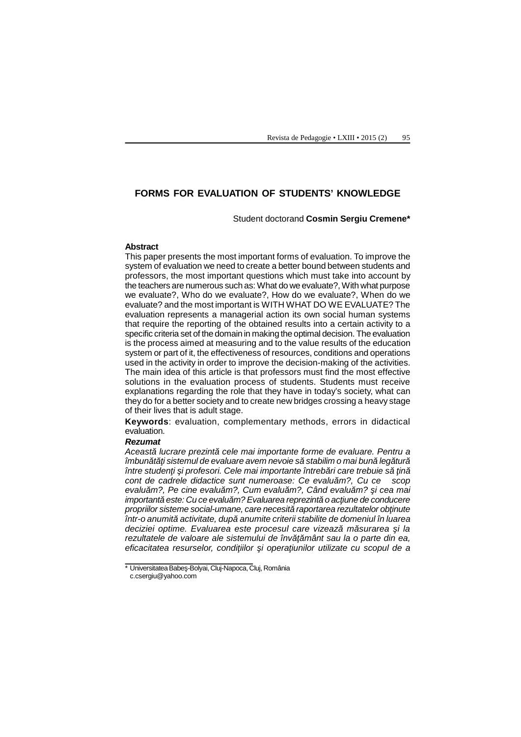# FORMS FOR EVALUATION OF STUDENTS' KNOWLEDGE

Student doctorand **Cosmin Sergiu Cremene***

**Abstract**

This paper presents the most important forms of evaluation. To improve the system of evaluation we need to create a better bound between students and professors, the most important questions which must take into account by the teachers are numerous such as: What do we evaluate?, With what purpose we evaluate?, Who do we evaluate?, How do we evaluate?, When do we evaluate? and the most important is WITH WHAT DO WE EVALUATE? The evaluation represents a managerial action its own social human systems that require the reporting of the obtained results into a certain activity to a specific criteria set of the domain in making the optimal decision. The evaluation is the process aimed at measuring and to the value results of the education system or part of it, the effectiveness of resources, conditions and operations used in the activity in order to improve the decision-making of the activities. The main idea of this article is that professors must find the most effective solutions in the evaluation process of students. Students must receive explanations regarding the role that they have in today's society, what can they do for a better society and to create new bridges crossing a heavy stage of their lives that is adult stage.

**Keywords**: evaluation, complementary methods, errors in didactical evaluation.

***Rezumat***

*Această lucrare prezintă cele mai importante forme de evaluare. Pentru a îmbunătăţi sistemul de evaluare avem nevoie să stabilim o mai bună legătură între studenţi şi profesori. Cele mai importante întrebări care trebuie să ţină cont de cadrele didactice sunt numeroase: Ce evaluăm?, Cu ce scop evaluăm?, Pe cine evaluăm?, Cum evaluăm?, Când evaluăm? şi cea mai importantă este: Cu ce evaluăm? Evaluarea reprezintă o acţiune de conducere propriilor sisteme social-umane, care necesită raportarea rezultatelor obţinute într-o anumită activitate, după anumite criterii stabilite de domeniul în luarea deciziei optime. Evaluarea este procesul care vizează măsurarea şi la rezultatele de valoare ale sistemului de învăţământ sau la o parte din ea, eficacitatea resurselor, condiţiilor şi operaţiunilor utilizate cu scopul de a*

---

\* Universitatea Babeş-Bolyai, Cluj-Napoca, Cluj, România
c.csergiu@yahoo.com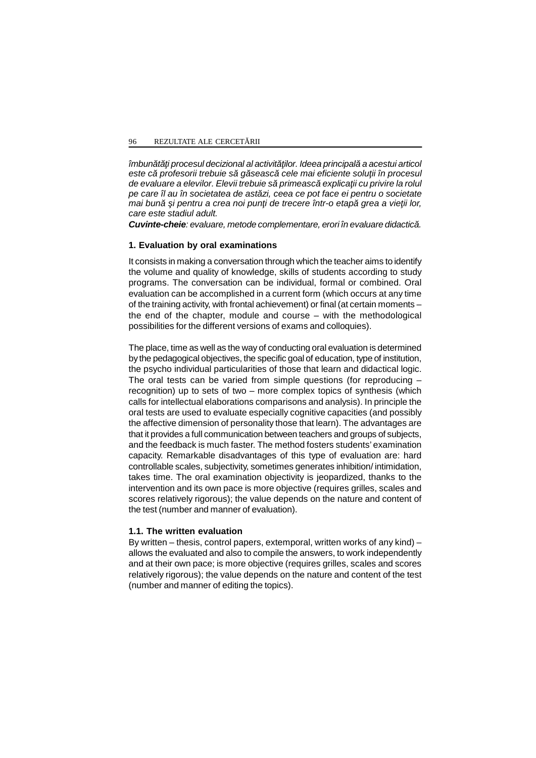*îmbunătăţi procesul decizional al activităţilor. Ideea principală a acestui articol este că profesorii trebuie să găsească cele mai eficiente soluţii în procesul de evaluare a elevilor. Elevii trebuie să primească explicaţii cu privire la rolul pe care îl au în societatea de astăzi, ceea ce pot face ei pentru o societate mai bună şi pentru a crea noi punţi de trecere într-o etapă grea a vieţii lor, care este stadiul adult.*

***Cuvinte-cheie**: evaluare, metode complementare, erori în evaluare didactică.*

## 1. Evaluation by oral examinations

It consists in making a conversation through which the teacher aims to identify the volume and quality of knowledge, skills of students according to study programs. The conversation can be individual, formal or combined. Oral evaluation can be accomplished in a current form (which occurs at any time of the training activity, with frontal achievement) or final (at certain moments – the end of the chapter, module and course – with the methodological possibilities for the different versions of exams and colloquies).

The place, time as well as the way of conducting oral evaluation is determined by the pedagogical objectives, the specific goal of education, type of institution, the psycho individual particularities of those that learn and didactical logic. The oral tests can be varied from simple questions (for reproducing – recognition) up to sets of two – more complex topics of synthesis (which calls for intellectual elaborations comparisons and analysis). In principle the oral tests are used to evaluate especially cognitive capacities (and possibly the affective dimension of personality those that learn). The advantages are that it provides a full communication between teachers and groups of subjects, and the feedback is much faster. The method fosters students' examination capacity. Remarkable disadvantages of this type of evaluation are: hard controllable scales, subjectivity, sometimes generates inhibition/ intimidation, takes time. The oral examination objectivity is jeopardized, thanks to the intervention and its own pace is more objective (requires grilles, scales and scores relatively rigorous); the value depends on the nature and content of the test (number and manner of evaluation).

### 1.1. The written evaluation

By written – thesis, control papers, extemporal, written works of any kind) – allows the evaluated and also to compile the answers, to work independently and at their own pace; is more objective (requires grilles, scales and scores relatively rigorous); the value depends on the nature and content of the test (number and manner of editing the topics).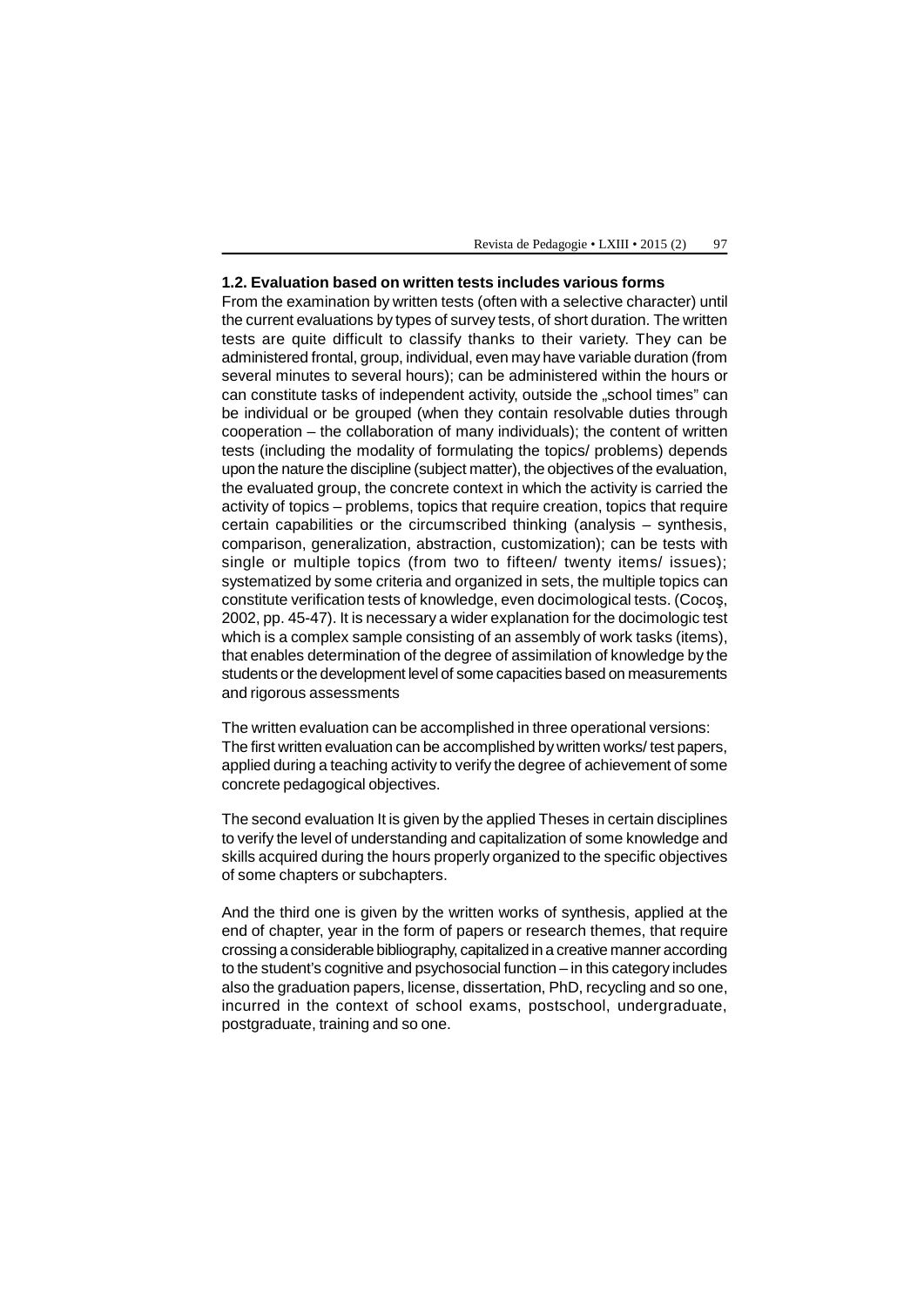### 1.2. Evaluation based on written tests includes various forms

From the examination by written tests (often with a selective character) until the current evaluations by types of survey tests, of short duration. The written tests are quite difficult to classify thanks to their variety. They can be administered frontal, group, individual, even may have variable duration (from several minutes to several hours); can be administered within the hours or can constitute tasks of independent activity, outside the „school times" can be individual or be grouped (when they contain resolvable duties through cooperation – the collaboration of many individuals); the content of written tests (including the modality of formulating the topics/ problems) depends upon the nature the discipline (subject matter), the objectives of the evaluation, the evaluated group, the concrete context in which the activity is carried the activity of topics – problems, topics that require creation, topics that require certain capabilities or the circumscribed thinking (analysis – synthesis, comparison, generalization, abstraction, customization); can be tests with single or multiple topics (from two to fifteen/ twenty items/ issues); systematized by some criteria and organized in sets, the multiple topics can constitute verification tests of knowledge, even docimological tests. (Cocoș, 2002, pp. 45-47). It is necessary a wider explanation for the docimologic test which is a complex sample consisting of an assembly of work tasks (items), that enables determination of the degree of assimilation of knowledge by the students or the development level of some capacities based on measurements and rigorous assessments

The written evaluation can be accomplished in three operational versions:
The first written evaluation can be accomplished by written works/ test papers, applied during a teaching activity to verify the degree of achievement of some concrete pedagogical objectives.

The second evaluation It is given by the applied Theses in certain disciplines to verify the level of understanding and capitalization of some knowledge and skills acquired during the hours properly organized to the specific objectives of some chapters or subchapters.

And the third one is given by the written works of synthesis, applied at the end of chapter, year in the form of papers or research themes, that require crossing a considerable bibliography, capitalized in a creative manner according to the student's cognitive and psychosocial function – in this category includes also the graduation papers, license, dissertation, PhD, recycling and so one, incurred in the context of school exams, postschool, undergraduate, postgraduate, training and so one.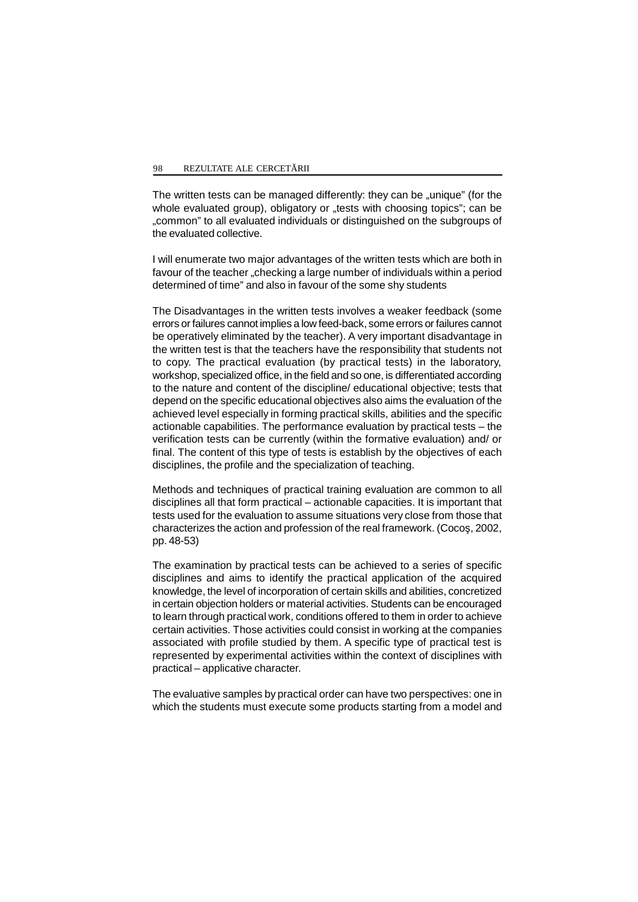The written tests can be managed differently: they can be „unique" (for the whole evaluated group), obligatory or „tests with choosing topics"; can be „common" to all evaluated individuals or distinguished on the subgroups of the evaluated collective.

I will enumerate two major advantages of the written tests which are both in favour of the teacher „checking a large number of individuals within a period determined of time" and also in favour of the some shy students

The Disadvantages in the written tests involves a weaker feedback (some errors or failures cannot implies a low feed-back, some errors or failures cannot be operatively eliminated by the teacher). A very important disadvantage in the written test is that the teachers have the responsibility that students not to copy. The practical evaluation (by practical tests) in the laboratory, workshop, specialized office, in the field and so one, is differentiated according to the nature and content of the discipline/ educational objective; tests that depend on the specific educational objectives also aims the evaluation of the achieved level especially in forming practical skills, abilities and the specific actionable capabilities. The performance evaluation by practical tests – the verification tests can be currently (within the formative evaluation) and/ or final. The content of this type of tests is establish by the objectives of each disciplines, the profile and the specialization of teaching.

Methods and techniques of practical training evaluation are common to all disciplines all that form practical – actionable capacities. It is important that tests used for the evaluation to assume situations very close from those that characterizes the action and profession of the real framework. (Cocoş, 2002, pp. 48-53)

The examination by practical tests can be achieved to a series of specific disciplines and aims to identify the practical application of the acquired knowledge, the level of incorporation of certain skills and abilities, concretized in certain objection holders or material activities. Students can be encouraged to learn through practical work, conditions offered to them in order to achieve certain activities. Those activities could consist in working at the companies associated with profile studied by them. A specific type of practical test is represented by experimental activities within the context of disciplines with practical – applicative character.

The evaluative samples by practical order can have two perspectives: one in which the students must execute some products starting from a model and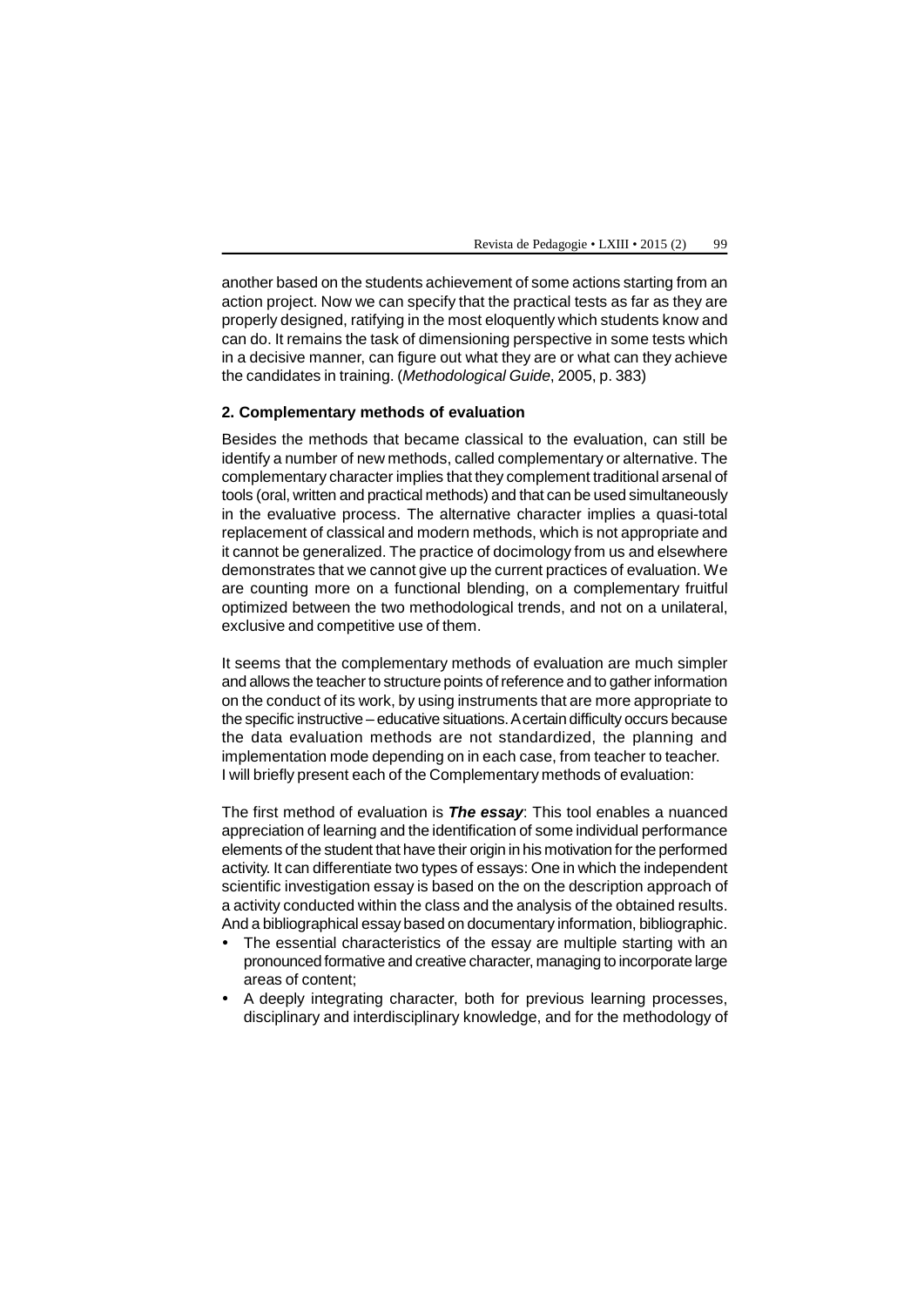another based on the students achievement of some actions starting from an action project. Now we can specify that the practical tests as far as they are properly designed, ratifying in the most eloquently which students know and can do. It remains the task of dimensioning perspective in some tests which in a decisive manner, can figure out what they are or what can they achieve the candidates in training. (*Methodological Guide*, 2005, p. 383)

### 2. Complementary methods of evaluation

Besides the methods that became classical to the evaluation, can still be identify a number of new methods, called complementary or alternative. The complementary character implies that they complement traditional arsenal of tools (oral, written and practical methods) and that can be used simultaneously in the evaluative process. The alternative character implies a quasi-total replacement of classical and modern methods, which is not appropriate and it cannot be generalized. The practice of docimology from us and elsewhere demonstrates that we cannot give up the current practices of evaluation. We are counting more on a functional blending, on a complementary fruitful optimized between the two methodological trends, and not on a unilateral, exclusive and competitive use of them.

It seems that the complementary methods of evaluation are much simpler and allows the teacher to structure points of reference and to gather information on the conduct of its work, by using instruments that are more appropriate to the specific instructive – educative situations. A certain difficulty occurs because the data evaluation methods are not standardized, the planning and implementation mode depending on in each case, from teacher to teacher. I will briefly present each of the Complementary methods of evaluation:

The first method of evaluation is ***The essay***: This tool enables a nuanced appreciation of learning and the identification of some individual performance elements of the student that have their origin in his motivation for the performed activity. It can differentiate two types of essays: One in which the independent scientific investigation essay is based on the on the description approach of a activity conducted within the class and the analysis of the obtained results. And a bibliographical essay based on documentary information, bibliographic.

- The essential characteristics of the essay are multiple starting with an pronounced formative and creative character, managing to incorporate large areas of content;
- A deeply integrating character, both for previous learning processes, disciplinary and interdisciplinary knowledge, and for the methodology of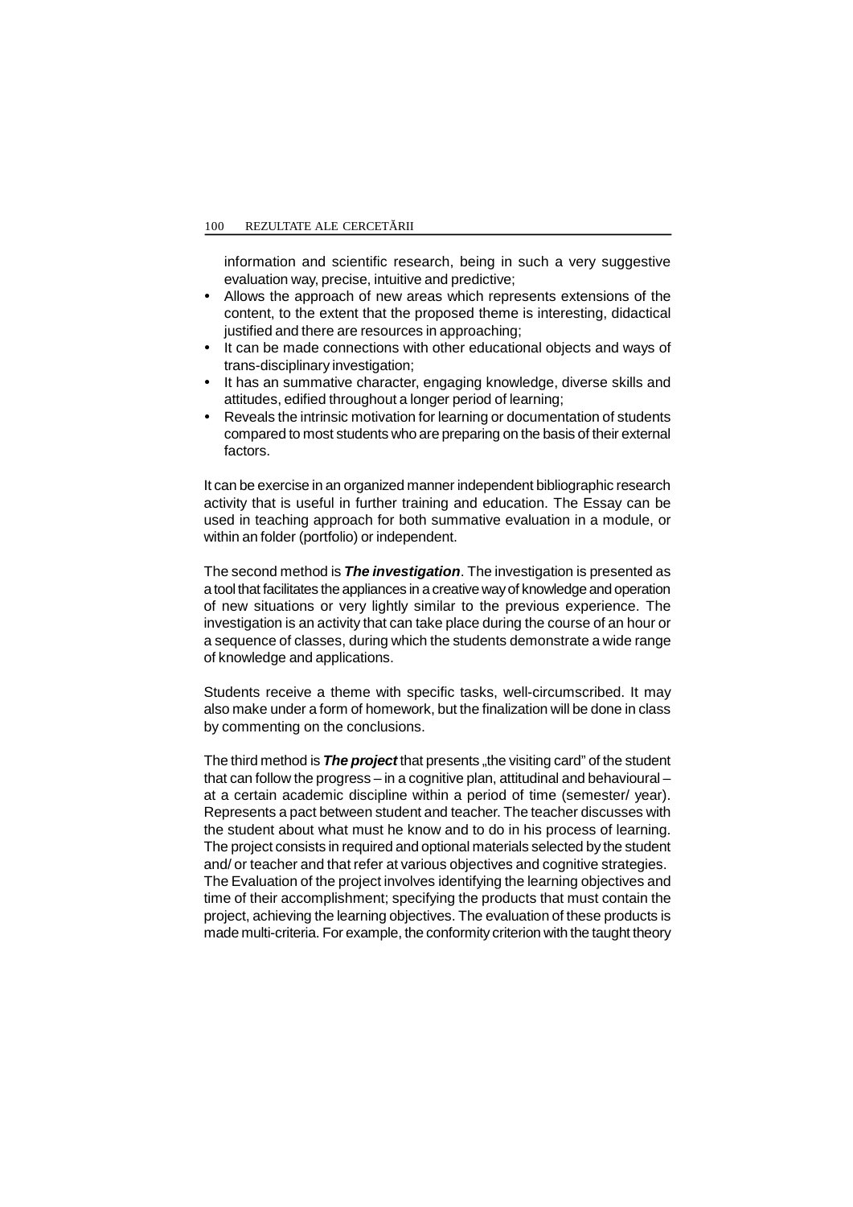information and scientific research, being in such a very suggestive evaluation way, precise, intuitive and predictive;

- Allows the approach of new areas which represents extensions of the content, to the extent that the proposed theme is interesting, didactical justified and there are resources in approaching;
- It can be made connections with other educational objects and ways of trans-disciplinary investigation;
- It has an summative character, engaging knowledge, diverse skills and attitudes, edified throughout a longer period of learning;
- Reveals the intrinsic motivation for learning or documentation of students compared to most students who are preparing on the basis of their external factors.

It can be exercise in an organized manner independent bibliographic research activity that is useful in further training and education. The Essay can be used in teaching approach for both summative evaluation in a module, or within an folder (portfolio) or independent.

The second method is ***The investigation***. The investigation is presented as a tool that facilitates the appliances in a creative way of knowledge and operation of new situations or very lightly similar to the previous experience. The investigation is an activity that can take place during the course of an hour or a sequence of classes, during which the students demonstrate a wide range of knowledge and applications.

Students receive a theme with specific tasks, well-circumscribed. It may also make under a form of homework, but the finalization will be done in class by commenting on the conclusions.

The third method is ***The project*** that presents „the visiting card" of the student that can follow the progress – in a cognitive plan, attitudinal and behavioural – at a certain academic discipline within a period of time (semester/ year). Represents a pact between student and teacher. The teacher discusses with the student about what must he know and to do in his process of learning. The project consists in required and optional materials selected by the student and/ or teacher and that refer at various objectives and cognitive strategies. The Evaluation of the project involves identifying the learning objectives and time of their accomplishment; specifying the products that must contain the project, achieving the learning objectives. The evaluation of these products is made multi-criteria. For example, the conformity criterion with the taught theory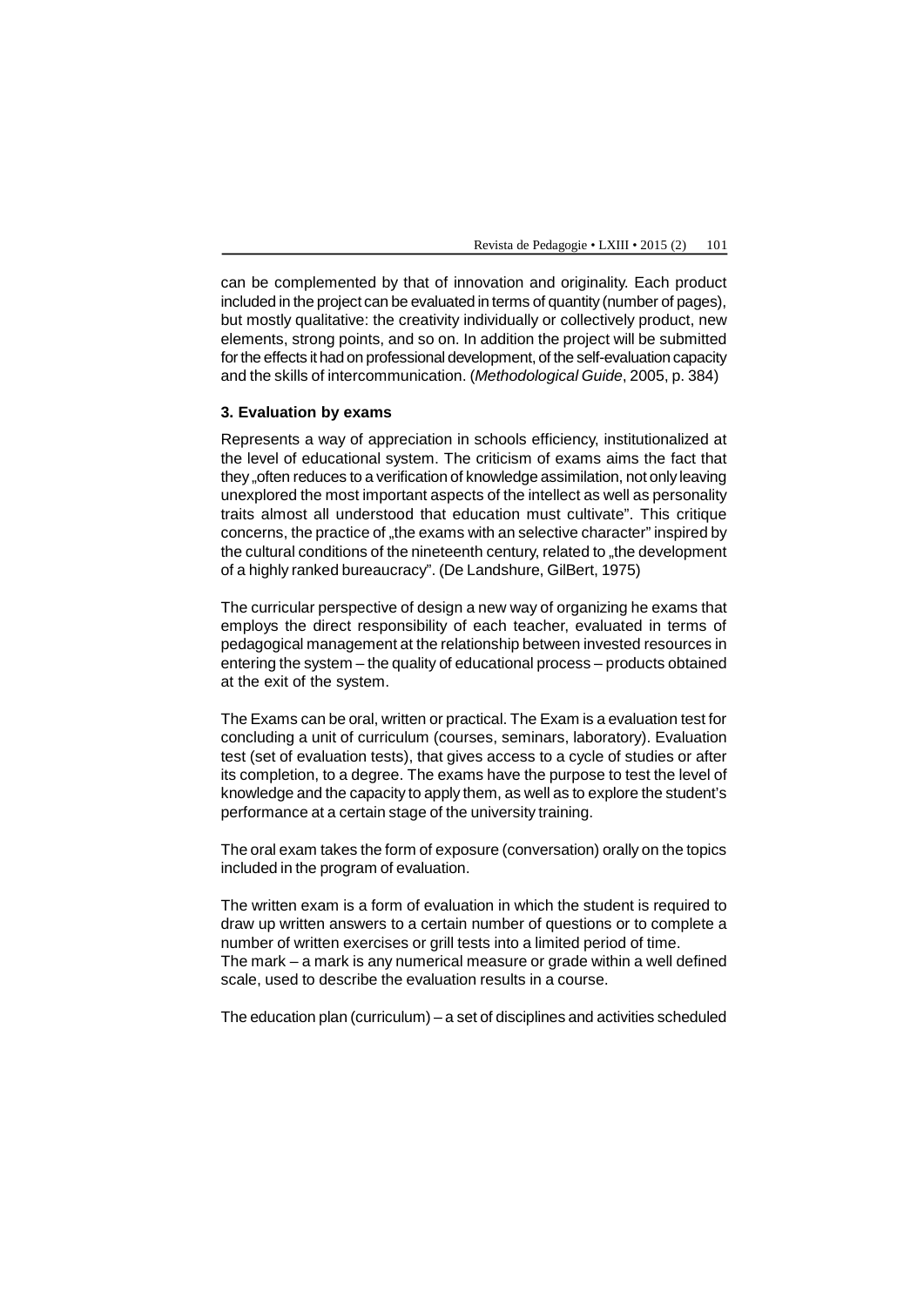can be complemented by that of innovation and originality. Each product included in the project can be evaluated in terms of quantity (number of pages), but mostly qualitative: the creativity individually or collectively product, new elements, strong points, and so on. In addition the project will be submitted for the effects it had on professional development, of the self-evaluation capacity and the skills of intercommunication. (*Methodological Guide*, 2005, p. 384)

### 3. Evaluation by exams

Represents a way of appreciation in schools efficiency, institutionalized at the level of educational system. The criticism of exams aims the fact that they „often reduces to a verification of knowledge assimilation, not only leaving unexplored the most important aspects of the intellect as well as personality traits almost all understood that education must cultivate". This critique concerns, the practice of „the exams with an selective character" inspired by the cultural conditions of the nineteenth century, related to „the development of a highly ranked bureaucracy". (De Landshure, GilBert, 1975)

The curricular perspective of design a new way of organizing he exams that employs the direct responsibility of each teacher, evaluated in terms of pedagogical management at the relationship between invested resources in entering the system – the quality of educational process – products obtained at the exit of the system.

The Exams can be oral, written or practical. The Exam is a evaluation test for concluding a unit of curriculum (courses, seminars, laboratory). Evaluation test (set of evaluation tests), that gives access to a cycle of studies or after its completion, to a degree. The exams have the purpose to test the level of knowledge and the capacity to apply them, as well as to explore the student's performance at a certain stage of the university training.

The oral exam takes the form of exposure (conversation) orally on the topics included in the program of evaluation.

The written exam is a form of evaluation in which the student is required to draw up written answers to a certain number of questions or to complete a number of written exercises or grill tests into a limited period of time.
The mark – a mark is any numerical measure or grade within a well defined scale, used to describe the evaluation results in a course.

The education plan (curriculum) – a set of disciplines and activities scheduled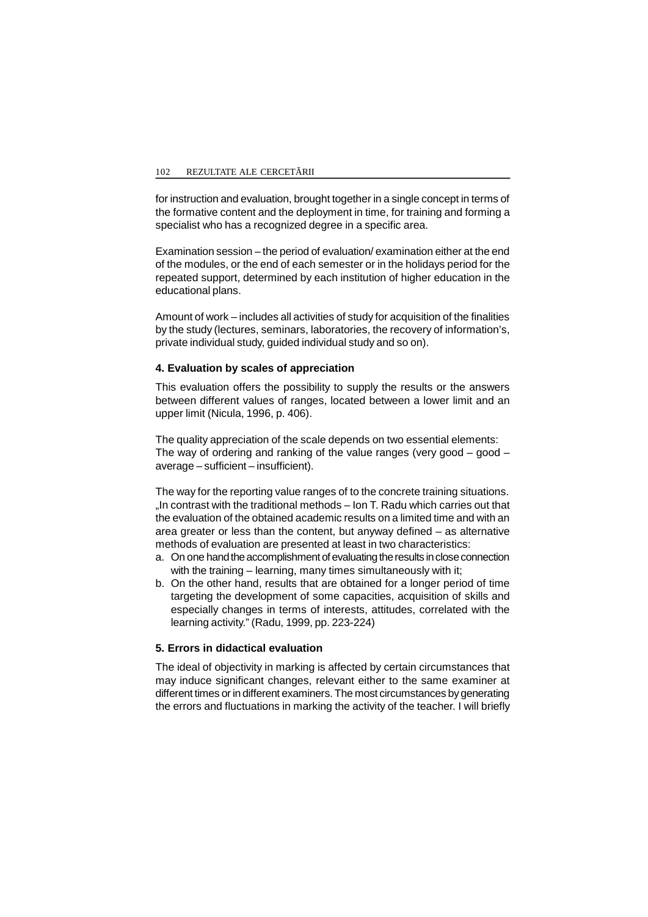for instruction and evaluation, brought together in a single concept in terms of the formative content and the deployment in time, for training and forming a specialist who has a recognized degree in a specific area.

Examination session – the period of evaluation/ examination either at the end of the modules, or the end of each semester or in the holidays period for the repeated support, determined by each institution of higher education in the educational plans.

Amount of work – includes all activities of study for acquisition of the finalities by the study (lectures, seminars, laboratories, the recovery of information's, private individual study, guided individual study and so on).

### 4. Evaluation by scales of appreciation

This evaluation offers the possibility to supply the results or the answers between different values of ranges, located between a lower limit and an upper limit (Nicula, 1996, p. 406).

The quality appreciation of the scale depends on two essential elements:
The way of ordering and ranking of the value ranges (very good – good – average – sufficient – insufficient).

The way for the reporting value ranges of to the concrete training situations. „In contrast with the traditional methods – Ion T. Radu which carries out that the evaluation of the obtained academic results on a limited time and with an area greater or less than the content, but anyway defined – as alternative methods of evaluation are presented at least in two characteristics:

a. On one hand the accomplishment of evaluating the results in close connection with the training – learning, many times simultaneously with it;
b. On the other hand, results that are obtained for a longer period of time targeting the development of some capacities, acquisition of skills and especially changes in terms of interests, attitudes, correlated with the learning activity." (Radu, 1999, pp. 223-224)

### 5. Errors in didactical evaluation

The ideal of objectivity in marking is affected by certain circumstances that may induce significant changes, relevant either to the same examiner at different times or in different examiners. The most circumstances by generating the errors and fluctuations in marking the activity of the teacher. I will briefly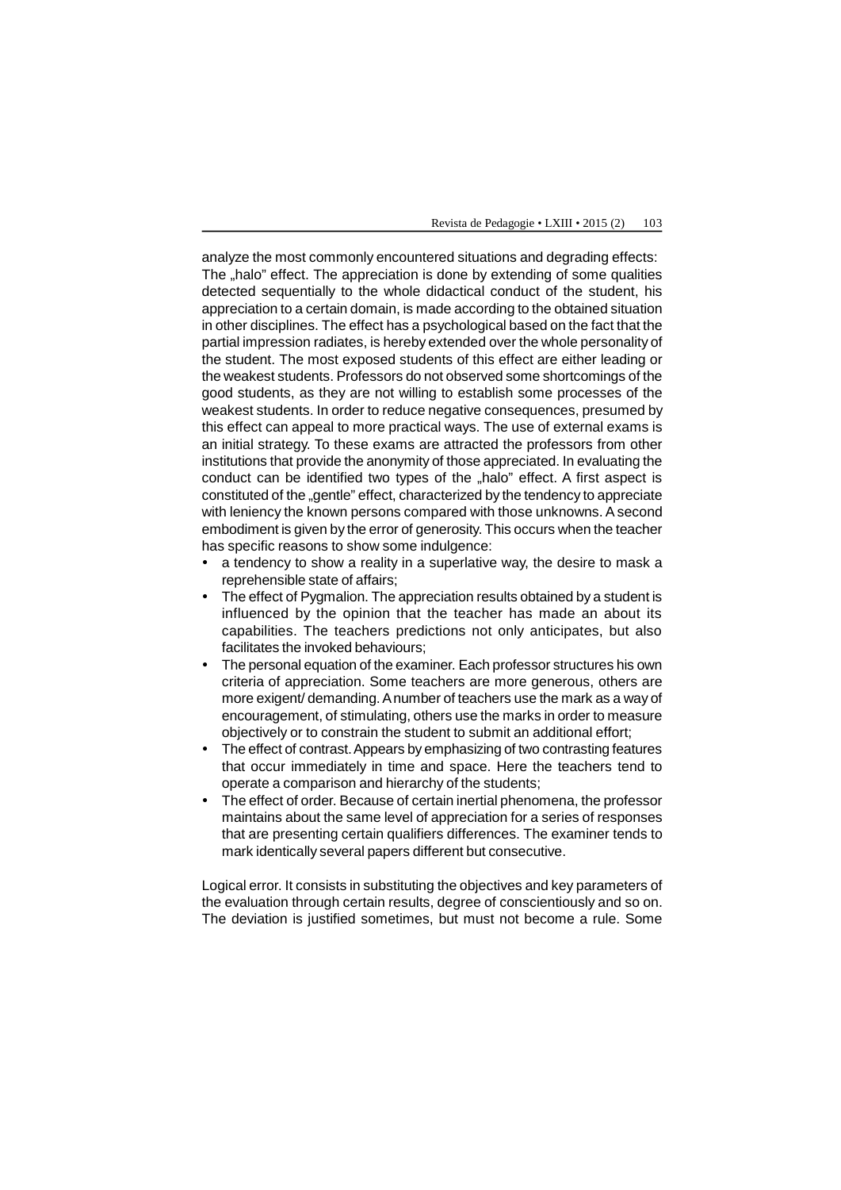analyze the most commonly encountered situations and degrading effects:
The „halo" effect. The appreciation is done by extending of some qualities detected sequentially to the whole didactical conduct of the student, his appreciation to a certain domain, is made according to the obtained situation in other disciplines. The effect has a psychological based on the fact that the partial impression radiates, is hereby extended over the whole personality of the student. The most exposed students of this effect are either leading or the weakest students. Professors do not observed some shortcomings of the good students, as they are not willing to establish some processes of the weakest students. In order to reduce negative consequences, presumed by this effect can appeal to more practical ways. The use of external exams is an initial strategy. To these exams are attracted the professors from other institutions that provide the anonymity of those appreciated. In evaluating the conduct can be identified two types of the „halo" effect. A first aspect is constituted of the „gentle" effect, characterized by the tendency to appreciate with leniency the known persons compared with those unknowns. A second embodiment is given by the error of generosity. This occurs when the teacher has specific reasons to show some indulgence:

- a tendency to show a reality in a superlative way, the desire to mask a reprehensible state of affairs;
- The effect of Pygmalion. The appreciation results obtained by a student is influenced by the opinion that the teacher has made an about its capabilities. The teachers predictions not only anticipates, but also facilitates the invoked behaviours;
- The personal equation of the examiner. Each professor structures his own criteria of appreciation. Some teachers are more generous, others are more exigent/ demanding. A number of teachers use the mark as a way of encouragement, of stimulating, others use the marks in order to measure objectively or to constrain the student to submit an additional effort;
- The effect of contrast. Appears by emphasizing of two contrasting features that occur immediately in time and space. Here the teachers tend to operate a comparison and hierarchy of the students;
- The effect of order. Because of certain inertial phenomena, the professor maintains about the same level of appreciation for a series of responses that are presenting certain qualifiers differences. The examiner tends to mark identically several papers different but consecutive.

Logical error. It consists in substituting the objectives and key parameters of the evaluation through certain results, degree of conscientiously and so on. The deviation is justified sometimes, but must not become a rule. Some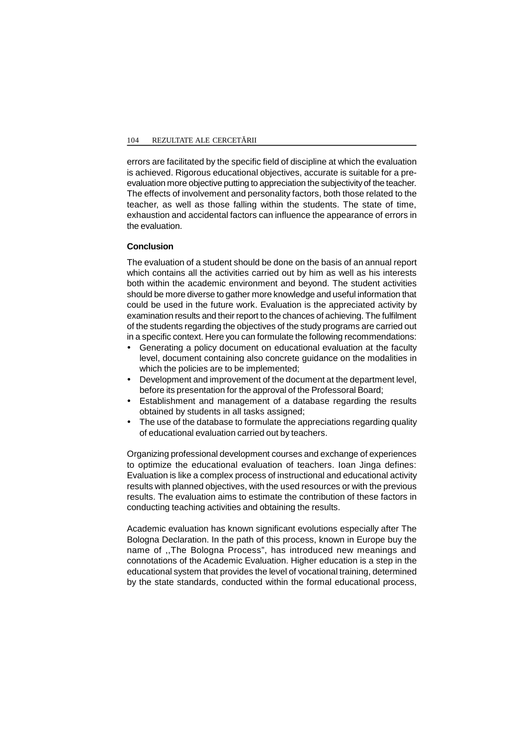errors are facilitated by the specific field of discipline at which the evaluation is achieved. Rigorous educational objectives, accurate is suitable for a pre-evaluation more objective putting to appreciation the subjectivity of the teacher. The effects of involvement and personality factors, both those related to the teacher, as well as those falling within the students. The state of time, exhaustion and accidental factors can influence the appearance of errors in the evaluation.

**Conclusion**

The evaluation of a student should be done on the basis of an annual report which contains all the activities carried out by him as well as his interests both within the academic environment and beyond. The student activities should be more diverse to gather more knowledge and useful information that could be used in the future work. Evaluation is the appreciated activity by examination results and their report to the chances of achieving. The fulfilment of the students regarding the objectives of the study programs are carried out in a specific context. Here you can formulate the following recommendations:

- Generating a policy document on educational evaluation at the faculty level, document containing also concrete guidance on the modalities in which the policies are to be implemented;
- Development and improvement of the document at the department level, before its presentation for the approval of the Professoral Board;
- Establishment and management of a database regarding the results obtained by students in all tasks assigned;
- The use of the database to formulate the appreciations regarding quality of educational evaluation carried out by teachers.

Organizing professional development courses and exchange of experiences to optimize the educational evaluation of teachers. Ioan Jinga defines: Evaluation is like a complex process of instructional and educational activity results with planned objectives, with the used resources or with the previous results. The evaluation aims to estimate the contribution of these factors in conducting teaching activities and obtaining the results.

Academic evaluation has known significant evolutions especially after The Bologna Declaration. In the path of this process, known in Europe buy the name of ,,The Bologna Process", has introduced new meanings and connotations of the Academic Evaluation. Higher education is a step in the educational system that provides the level of vocational training, determined by the state standards, conducted within the formal educational process,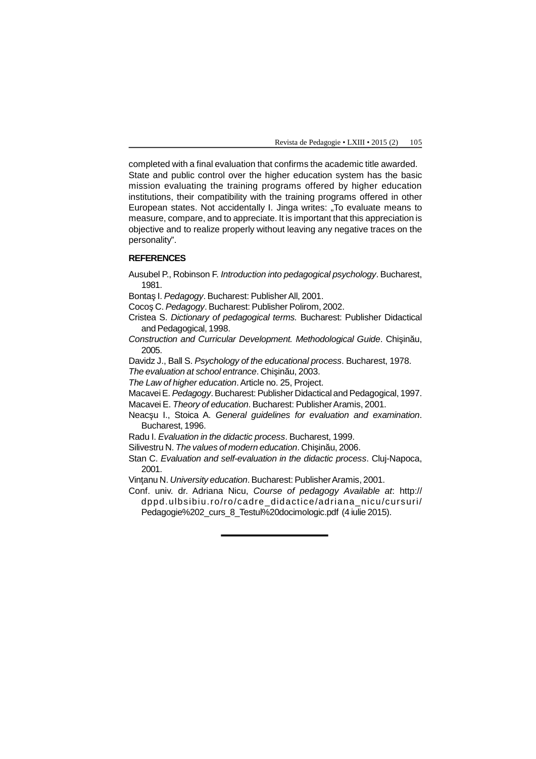completed with a final evaluation that confirms the academic title awarded. State and public control over the higher education system has the basic mission evaluating the training programs offered by higher education institutions, their compatibility with the training programs offered in other European states. Not accidentally I. Jinga writes: „To evaluate means to measure, compare, and to appreciate. It is important that this appreciation is objective and to realize properly without leaving any negative traces on the personality".

**REFERENCES**

Ausubel P., Robinson F. *Introduction into pedagogical psychology*. Bucharest, 1981.

Bontaş I. *Pedagogy*. Bucharest: Publisher All, 2001.

Cocoş C. *Pedagogy*. Bucharest: Publisher Polirom, 2002.

Cristea S. *Dictionary of pedagogical terms.* Bucharest: Publisher Didactical and Pedagogical, 1998.

*Construction and Curricular Development. Methodological Guide*. Chişinău, 2005.

Davidz J., Ball S. *Psychology of the educational process*. Bucharest, 1978.

*The evaluation at school entrance*. Chişinău, 2003.

*The Law of higher education*. Article no. 25, Project.

Macavei E. *Pedagogy*. Bucharest: Publisher Didactical and Pedagogical, 1997.

Macavei E. *Theory of education*. Bucharest: Publisher Aramis, 2001.

Neacşu I., Stoica A. *General guidelines for evaluation and examination*. Bucharest, 1996.

Radu I. *Evaluation in the didactic process*. Bucharest, 1999.

Silivestru N. *The values of modern education*. Chişinău, 2006.

Stan C. *Evaluation and self-evaluation in the didactic process*. Cluj-Napoca, 2001.

Vinţanu N. *University education*. Bucharest: Publisher Aramis, 2001.

Conf. univ. dr. Adriana Nicu, *Course of pedagogy Available at*: http://dppd.ulbsibiu.ro/ro/cadre_didactice/adriana_nicu/cursuri/Pedagogie%202_curs_8_Testul%20docimologic.pdf (4 iulie 2015).